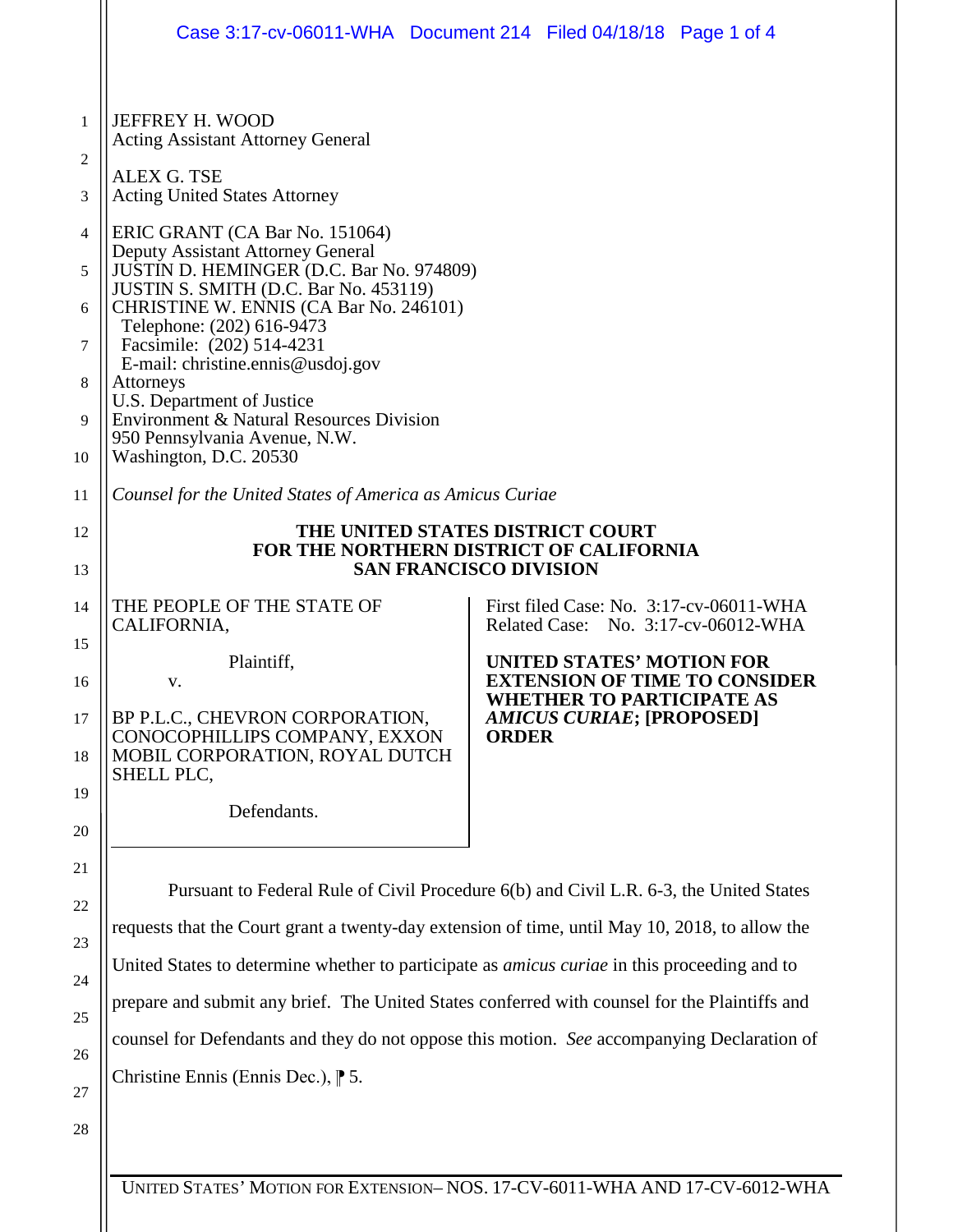JEFFREY H. WOOD
Acting Assistant Attorney General

ALEX G. TSE
Acting United States Attorney

ERIC GRANT (CA Bar No. 151064)
Deputy Assistant Attorney General
JUSTIN D. HEMINGER (D.C. Bar No. 974809)
JUSTIN S. SMITH (D.C. Bar No. 453119)
CHRISTINE W. ENNIS (CA Bar No. 246101)
Telephone: (202) 616-9473
Facsimile: (202) 514-4231
E-mail: christine.ennis@usdoj.gov
Attorneys
U.S. Department of Justice
Environment & Natural Resources Division
950 Pennsylvania Avenue, N.W.
Washington, D.C. 20530

*Counsel for the United States of America as Amicus Curiae*

**THE UNITED STATES DISTRICT COURT**
**FOR THE NORTHERN DISTRICT OF CALIFORNIA**
**SAN FRANCISCO DIVISION**

THE PEOPLE OF THE STATE OF CALIFORNIA,

Plaintiff,

v.

BP P.L.C., CHEVRON CORPORATION, CONOCOPHILLIPS COMPANY, EXXON MOBIL CORPORATION, ROYAL DUTCH SHELL PLC,

Defendants.

First filed Case: No. 3:17-cv-06011-WHA
Related Case: No. 3:17-cv-06012-WHA

**UNITED STATES' MOTION FOR EXTENSION OF TIME TO CONSIDER WHETHER TO PARTICIPATE AS *AMICUS CURIAE*; [PROPOSED] ORDER**

Pursuant to Federal Rule of Civil Procedure 6(b) and Civil L.R. 6-3, the United States requests that the Court grant a twenty-day extension of time, until May 10, 2018, to allow the United States to determine whether to participate as *amicus curiae* in this proceeding and to prepare and submit any brief. The United States conferred with counsel for the Plaintiffs and counsel for Defendants and they do not oppose this motion. *See* accompanying Declaration of Christine Ennis (Ennis Dec.), ¶ 5.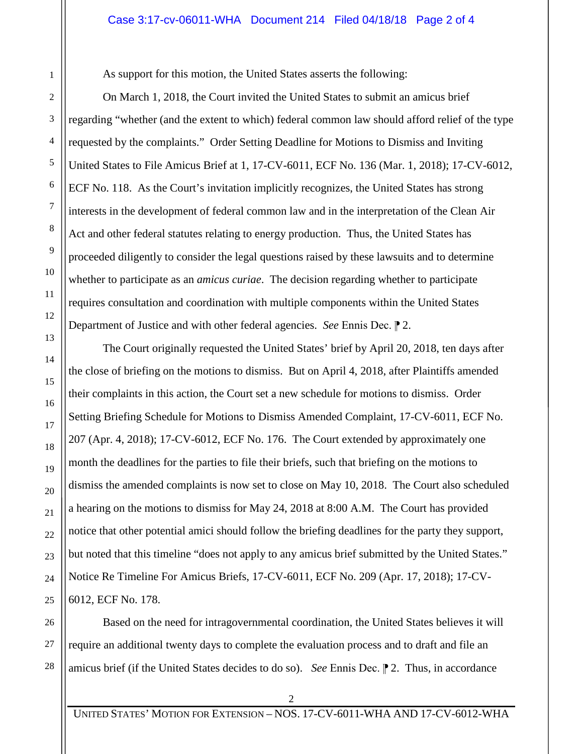As support for this motion, the United States asserts the following:

On March 1, 2018, the Court invited the United States to submit an amicus brief regarding "whether (and the extent to which) federal common law should afford relief of the type requested by the complaints." Order Setting Deadline for Motions to Dismiss and Inviting United States to File Amicus Brief at 1, 17-CV-6011, ECF No. 136 (Mar. 1, 2018); 17-CV-6012, ECF No. 118. As the Court's invitation implicitly recognizes, the United States has strong interests in the development of federal common law and in the interpretation of the Clean Air Act and other federal statutes relating to energy production. Thus, the United States has proceeded diligently to consider the legal questions raised by these lawsuits and to determine whether to participate as an *amicus curiae*. The decision regarding whether to participate requires consultation and coordination with multiple components within the United States Department of Justice and with other federal agencies. *See* Ennis Dec. ⁋ 2.

The Court originally requested the United States' brief by April 20, 2018, ten days after the close of briefing on the motions to dismiss. But on April 4, 2018, after Plaintiffs amended their complaints in this action, the Court set a new schedule for motions to dismiss. Order Setting Briefing Schedule for Motions to Dismiss Amended Complaint, 17-CV-6011, ECF No. 207 (Apr. 4, 2018); 17-CV-6012, ECF No. 176. The Court extended by approximately one month the deadlines for the parties to file their briefs, such that briefing on the motions to dismiss the amended complaints is now set to close on May 10, 2018. The Court also scheduled a hearing on the motions to dismiss for May 24, 2018 at 8:00 A.M. The Court has provided notice that other potential amici should follow the briefing deadlines for the party they support, but noted that this timeline "does not apply to any amicus brief submitted by the United States." Notice Re Timeline For Amicus Briefs, 17-CV-6011, ECF No. 209 (Apr. 17, 2018); 17-CV-6012, ECF No. 178.

Based on the need for intragovernmental coordination, the United States believes it will require an additional twenty days to complete the evaluation process and to draft and file an amicus brief (if the United States decides to do so). *See* Ennis Dec. ⁋ 2. Thus, in accordance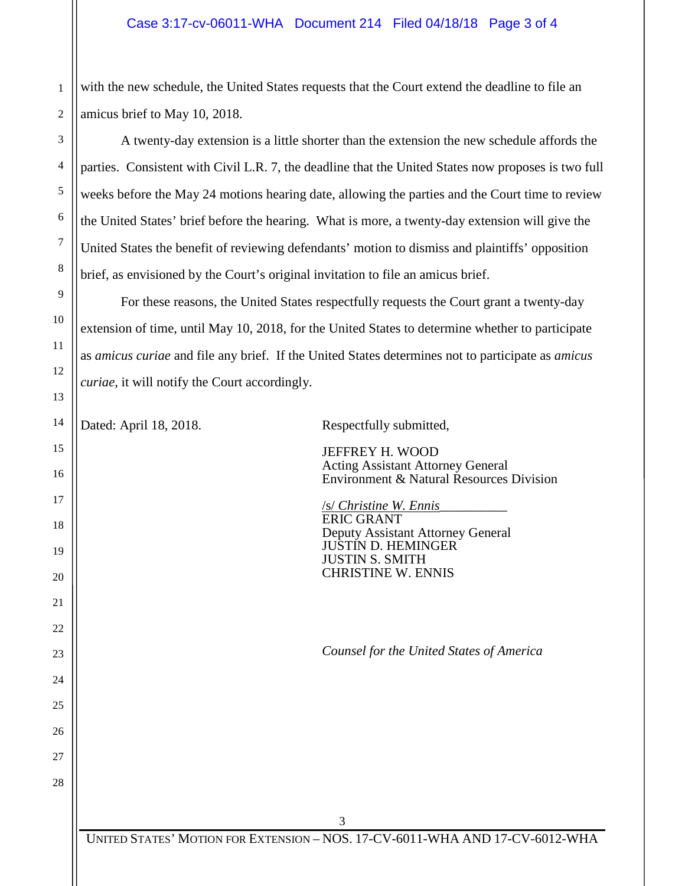with the new schedule, the United States requests that the Court extend the deadline to file an amicus brief to May 10, 2018.

A twenty-day extension is a little shorter than the extension the new schedule affords the parties. Consistent with Civil L.R. 7, the deadline that the United States now proposes is two full weeks before the May 24 motions hearing date, allowing the parties and the Court time to review the United States' brief before the hearing. What is more, a twenty-day extension will give the United States the benefit of reviewing defendants' motion to dismiss and plaintiffs' opposition brief, as envisioned by the Court's original invitation to file an amicus brief.

For these reasons, the United States respectfully requests the Court grant a twenty-day extension of time, until May 10, 2018, for the United States to determine whether to participate as *amicus curiae* and file any brief. If the United States determines not to participate as *amicus curiae*, it will notify the Court accordingly.

Dated: April 18, 2018.

Respectfully submitted,

JEFFREY H. WOOD
Acting Assistant Attorney General
Environment & Natural Resources Division

/s/ *Christine W. Ennis*
ERIC GRANT
Deputy Assistant Attorney General
JUSTIN D. HEMINGER
JUSTIN S. SMITH
CHRISTINE W. ENNIS

*Counsel for the United States of America*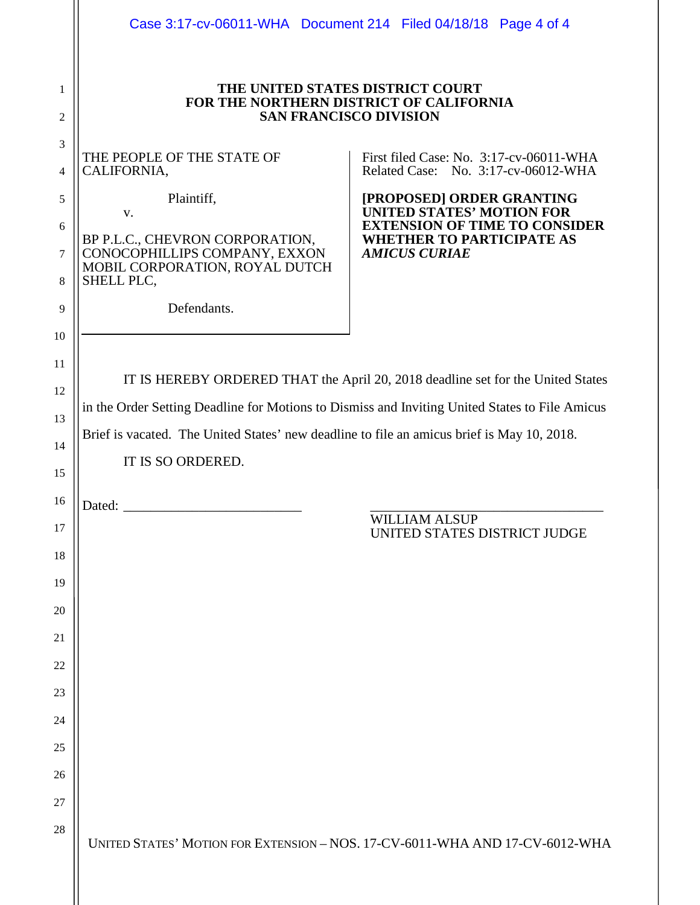**THE UNITED STATES DISTRICT COURT**
**FOR THE NORTHERN DISTRICT OF CALIFORNIA**
**SAN FRANCISCO DIVISION**

THE PEOPLE OF THE STATE OF CALIFORNIA,

Plaintiff,

v.

BP P.L.C., CHEVRON CORPORATION, CONOCOPHILLIPS COMPANY, EXXON MOBIL CORPORATION, ROYAL DUTCH SHELL PLC,

Defendants.

First filed Case: No. 3:17-cv-06011-WHA
Related Case: No. 3:17-cv-06012-WHA

**[PROPOSED] ORDER GRANTING UNITED STATES' MOTION FOR EXTENSION OF TIME TO CONSIDER WHETHER TO PARTICIPATE AS *AMICUS CURIAE***

IT IS HEREBY ORDERED THAT the April 20, 2018 deadline set for the United States in the Order Setting Deadline for Motions to Dismiss and Inviting United States to File Amicus Brief is vacated. The United States' new deadline to file an amicus brief is May 10, 2018.

IT IS SO ORDERED.

Dated: ___________________________

___________________________________
WILLIAM ALSUP
UNITED STATES DISTRICT JUDGE

UNITED STATES' MOTION FOR EXTENSION – NOS. 17-CV-6011-WHA AND 17-CV-6012-WHA